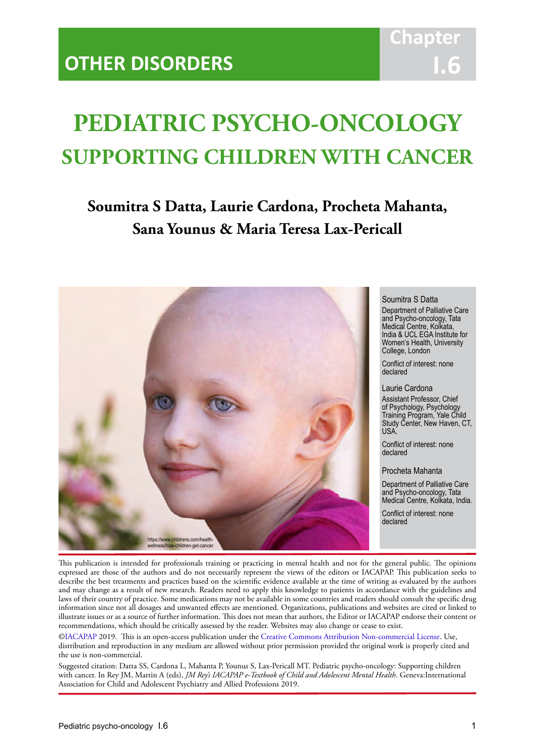OTHER DISORDERS

Chapter I.6

# PEDIATRIC PSYCHO-ONCOLOGY
## SUPPORTING CHILDREN WITH CANCER

**Soumitra S Datta, Laurie Cardona, Procheta Mahanta, Sana Younus & Maria Teresa Lax-Pericall**

https://www.childrens.com/health-wellness/how-children-get-cancer

Soumitra S Datta
Department of Palliative Care and Psycho-oncology, Tata Medical Centre, Kolkata, India & UCL EGA Institute for Women's Health, University College, London

Conflict of interest: none declared

Laurie Cardona
Assistant Professor, Chief of Psychology, Psychology Training Program, Yale Child Study Center, New Haven, CT, USA.

Conflict of interest: none declared

Procheta Mahanta
Department of Palliative Care and Psycho-oncology, Tata Medical Centre, Kolkata, India.

Conflict of interest: none declared

This publication is intended for professionals training or practicing in mental health and not for the general public. The opinions expressed are those of the authors and do not necessarily represent the views of the editors or IACAPAP. This publication seeks to describe the best treatments and practices based on the scientific evidence available at the time of writing as evaluated by the authors and may change as a result of new research. Readers need to apply this knowledge to patients in accordance with the guidelines and laws of their country of practice. Some medications may not be available in some countries and readers should consult the specific drug information since not all dosages and unwanted effects are mentioned. Organizations, publications and websites are cited or linked to illustrate issues or as a source of further information. This does not mean that authors, the Editor or IACAPAP endorse their content or recommendations, which should be critically assessed by the reader. Websites may also change or cease to exist.

©IACAPAP 2019. This is an open-access publication under the Creative Commons Attribution Non-commercial License. Use, distribution and reproduction in any medium are allowed without prior permission provided the original work is properly cited and the use is non-commercial.

Suggested citation: Datta SS, Cardona L, Mahanta P, Younus S, Lax-Pericall MT. Pediatric psycho-oncology: Supporting children with cancer. In Rey JM, Martin A (eds), *JM Rey's IACAPAP e-Textbook of Child and Adolescent Mental Health*. Geneva:International Association for Child and Adolescent Psychiatry and Allied Professions 2019.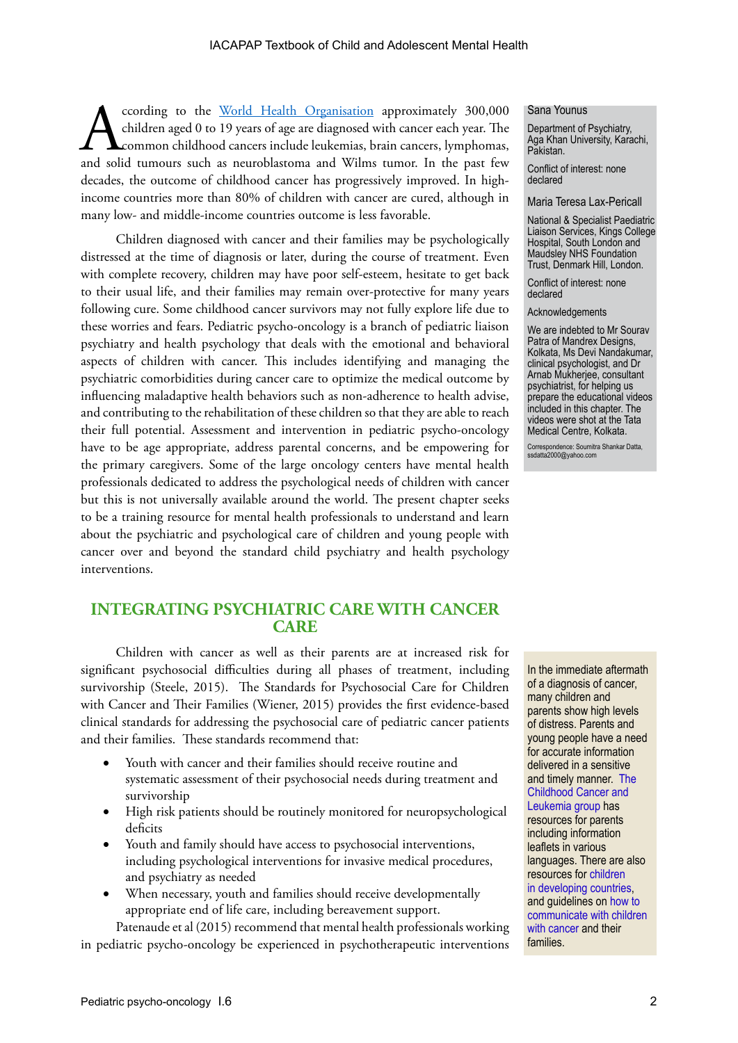According to the World Health Organisation approximately 300,000 children aged 0 to 19 years of age are diagnosed with cancer each year. The common childhood cancers include leukemias, brain cancers, lymphomas, and solid tumours such as neuroblastoma and Wilms tumor. In the past few decades, the outcome of childhood cancer has progressively improved. In high-income countries more than 80% of children with cancer are cured, although in many low- and middle-income countries outcome is less favorable.

Children diagnosed with cancer and their families may be psychologically distressed at the time of diagnosis or later, during the course of treatment. Even with complete recovery, children may have poor self-esteem, hesitate to get back to their usual life, and their families may remain over-protective for many years following cure. Some childhood cancer survivors may not fully explore life due to these worries and fears. Pediatric psycho-oncology is a branch of pediatric liaison psychiatry and health psychology that deals with the emotional and behavioral aspects of children with cancer. This includes identifying and managing the psychiatric comorbidities during cancer care to optimize the medical outcome by influencing maladaptive health behaviors such as non-adherence to health advise, and contributing to the rehabilitation of these children so that they are able to reach their full potential. Assessment and intervention in pediatric psycho-oncology have to be age appropriate, address parental concerns, and be empowering for the primary caregivers. Some of the large oncology centers have mental health professionals dedicated to address the psychological needs of children with cancer but this is not universally available around the world. The present chapter seeks to be a training resource for mental health professionals to understand and learn about the psychiatric and psychological care of children and young people with cancer over and beyond the standard child psychiatry and health psychology interventions.

Sana Younus

Department of Psychiatry, Aga Khan University, Karachi, Pakistan.

Conflict of interest: none declared

Maria Teresa Lax-Pericall

National & Specialist Paediatric Liaison Services, Kings College Hospital, South London and Maudsley NHS Foundation Trust, Denmark Hill, London.

Conflict of interest: none declared

Acknowledgements

We are indebted to Mr Sourav Patra of Mandrex Designs, Kolkata, Ms Devi Nandakumar, clinical psychologist, and Dr Arnab Mukherjee, consultant psychiatrist, for helping us prepare the educational videos included in this chapter. The videos were shot at the Tata Medical Centre, Kolkata.

Correspondence: Soumitra Shankar Datta, ssdatta2000@yahoo.com

## INTEGRATING PSYCHIATRIC CARE WITH CANCER CARE

Children with cancer as well as their parents are at increased risk for significant psychosocial difficulties during all phases of treatment, including survivorship (Steele, 2015). The Standards for Psychosocial Care for Children with Cancer and Their Families (Wiener, 2015) provides the first evidence-based clinical standards for addressing the psychosocial care of pediatric cancer patients and their families. These standards recommend that:

- Youth with cancer and their families should receive routine and systematic assessment of their psychosocial needs during treatment and survivorship
- High risk patients should be routinely monitored for neuropsychological deficits
- Youth and family should have access to psychosocial interventions, including psychological interventions for invasive medical procedures, and psychiatry as needed
- When necessary, youth and families should receive developmentally appropriate end of life care, including bereavement support.

Patenaude et al (2015) recommend that mental health professionals working in pediatric psycho-oncology be experienced in psychotherapeutic interventions

In the immediate aftermath of a diagnosis of cancer, many children and parents show high levels of distress. Parents and young people have a need for accurate information delivered in a sensitive and timely manner. The Childhood Cancer and Leukemia group has resources for parents including information leaflets in various languages. There are also resources for children in developing countries, and guidelines on how to communicate with children with cancer and their families.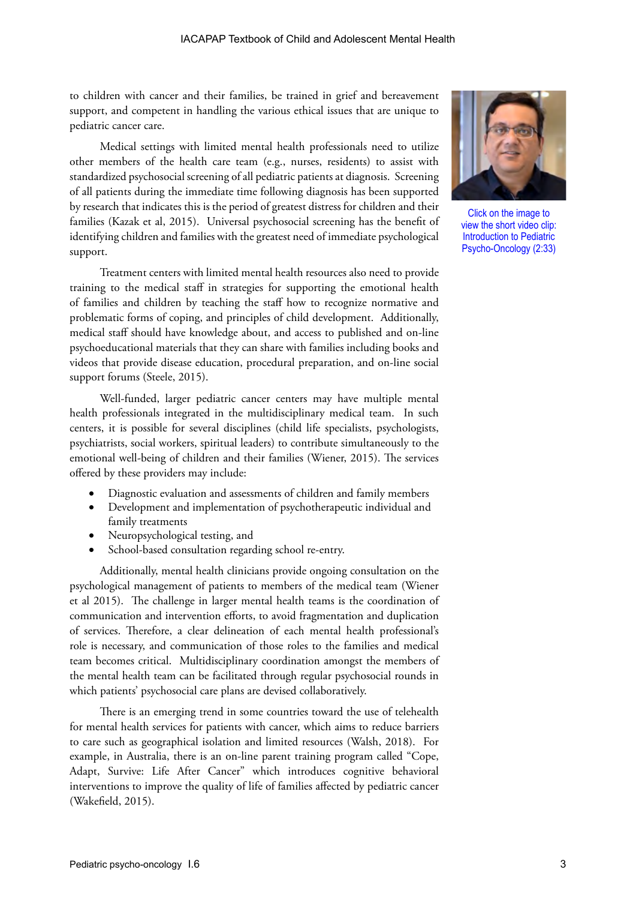to children with cancer and their families, be trained in grief and bereavement support, and competent in handling the various ethical issues that are unique to pediatric cancer care.

Medical settings with limited mental health professionals need to utilize other members of the health care team (e.g., nurses, residents) to assist with standardized psychosocial screening of all pediatric patients at diagnosis. Screening of all patients during the immediate time following diagnosis has been supported by research that indicates this is the period of greatest distress for children and their families (Kazak et al, 2015). Universal psychosocial screening has the benefit of identifying children and families with the greatest need of immediate psychological support.

Click on the image to view the short video clip: Introduction to Pediatric Psycho-Oncology (2:33)

Treatment centers with limited mental health resources also need to provide training to the medical staff in strategies for supporting the emotional health of families and children by teaching the staff how to recognize normative and problematic forms of coping, and principles of child development. Additionally, medical staff should have knowledge about, and access to published and on-line psychoeducational materials that they can share with families including books and videos that provide disease education, procedural preparation, and on-line social support forums (Steele, 2015).

Well-funded, larger pediatric cancer centers may have multiple mental health professionals integrated in the multidisciplinary medical team. In such centers, it is possible for several disciplines (child life specialists, psychologists, psychiatrists, social workers, spiritual leaders) to contribute simultaneously to the emotional well-being of children and their families (Wiener, 2015). The services offered by these providers may include:

- Diagnostic evaluation and assessments of children and family members
- Development and implementation of psychotherapeutic individual and family treatments
- Neuropsychological testing, and
- School-based consultation regarding school re-entry.

Additionally, mental health clinicians provide ongoing consultation on the psychological management of patients to members of the medical team (Wiener et al 2015). The challenge in larger mental health teams is the coordination of communication and intervention efforts, to avoid fragmentation and duplication of services. Therefore, a clear delineation of each mental health professional's role is necessary, and communication of those roles to the families and medical team becomes critical. Multidisciplinary coordination amongst the members of the mental health team can be facilitated through regular psychosocial rounds in which patients' psychosocial care plans are devised collaboratively.

There is an emerging trend in some countries toward the use of telehealth for mental health services for patients with cancer, which aims to reduce barriers to care such as geographical isolation and limited resources (Walsh, 2018). For example, in Australia, there is an on-line parent training program called "Cope, Adapt, Survive: Life After Cancer" which introduces cognitive behavioral interventions to improve the quality of life of families affected by pediatric cancer (Wakefield, 2015).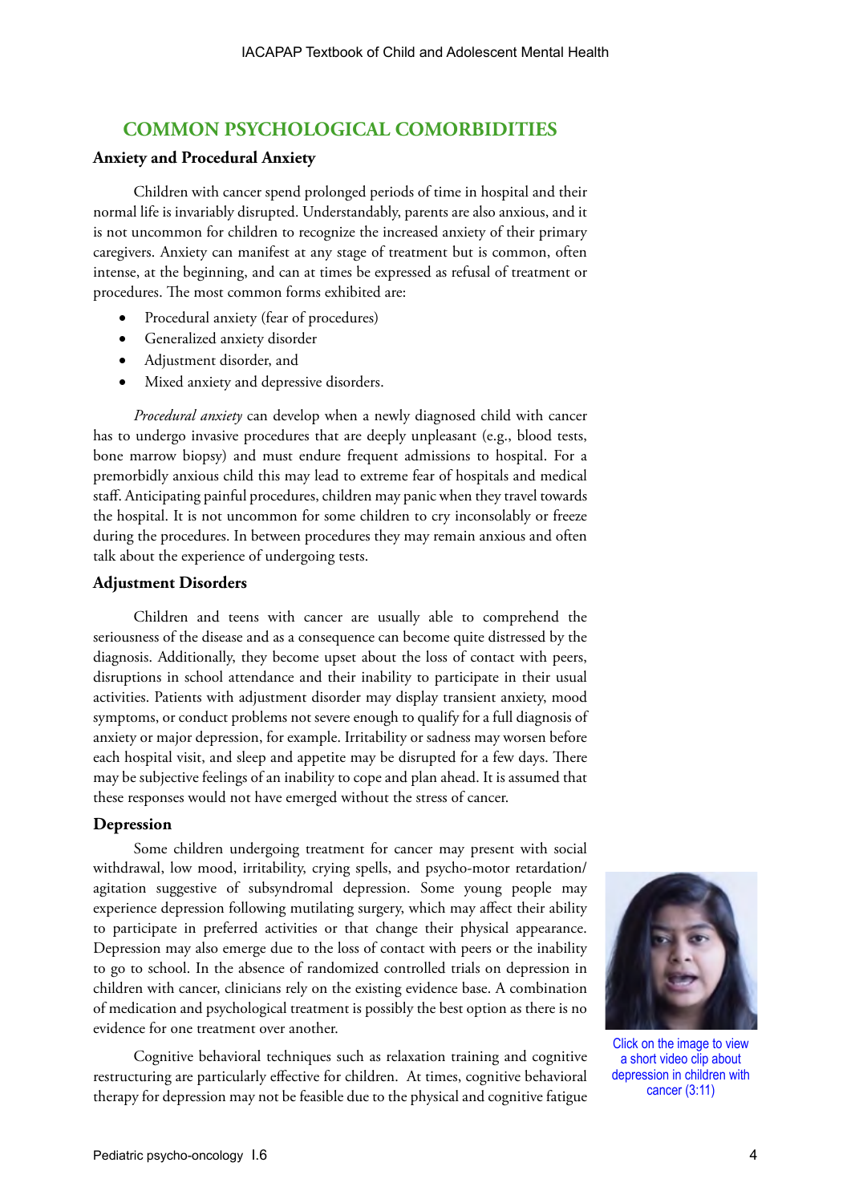## COMMON PSYCHOLOGICAL COMORBIDITIES

### Anxiety and Procedural Anxiety

Children with cancer spend prolonged periods of time in hospital and their normal life is invariably disrupted. Understandably, parents are also anxious, and it is not uncommon for children to recognize the increased anxiety of their primary caregivers. Anxiety can manifest at any stage of treatment but is common, often intense, at the beginning, and can at times be expressed as refusal of treatment or procedures. The most common forms exhibited are:

- Procedural anxiety (fear of procedures)
- Generalized anxiety disorder
- Adjustment disorder, and
- Mixed anxiety and depressive disorders.

*Procedural anxiety* can develop when a newly diagnosed child with cancer has to undergo invasive procedures that are deeply unpleasant (e.g., blood tests, bone marrow biopsy) and must endure frequent admissions to hospital. For a premorbidly anxious child this may lead to extreme fear of hospitals and medical staff. Anticipating painful procedures, children may panic when they travel towards the hospital. It is not uncommon for some children to cry inconsolably or freeze during the procedures. In between procedures they may remain anxious and often talk about the experience of undergoing tests.

### Adjustment Disorders

Children and teens with cancer are usually able to comprehend the seriousness of the disease and as a consequence can become quite distressed by the diagnosis. Additionally, they become upset about the loss of contact with peers, disruptions in school attendance and their inability to participate in their usual activities. Patients with adjustment disorder may display transient anxiety, mood symptoms, or conduct problems not severe enough to qualify for a full diagnosis of anxiety or major depression, for example. Irritability or sadness may worsen before each hospital visit, and sleep and appetite may be disrupted for a few days. There may be subjective feelings of an inability to cope and plan ahead. It is assumed that these responses would not have emerged without the stress of cancer.

### Depression

Some children undergoing treatment for cancer may present with social withdrawal, low mood, irritability, crying spells, and psycho-motor retardation/agitation suggestive of subsyndromal depression. Some young people may experience depression following mutilating surgery, which may affect their ability to participate in preferred activities or that change their physical appearance. Depression may also emerge due to the loss of contact with peers or the inability to go to school. In the absence of randomized controlled trials on depression in children with cancer, clinicians rely on the existing evidence base. A combination of medication and psychological treatment is possibly the best option as there is no evidence for one treatment over another.

Click on the image to view a short video clip about depression in children with cancer (3:11)

Cognitive behavioral techniques such as relaxation training and cognitive restructuring are particularly effective for children. At times, cognitive behavioral therapy for depression may not be feasible due to the physical and cognitive fatigue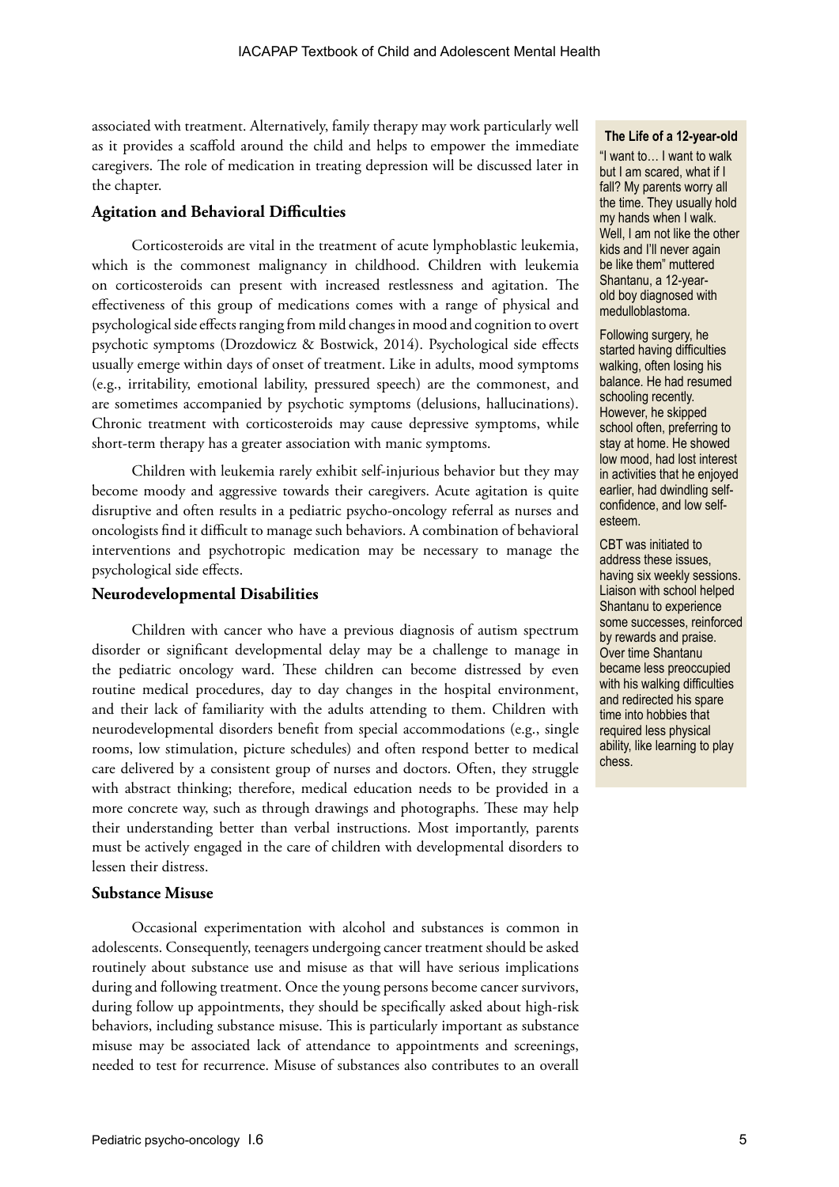associated with treatment. Alternatively, family therapy may work particularly well as it provides a scaffold around the child and helps to empower the immediate caregivers. The role of medication in treating depression will be discussed later in the chapter.

### Agitation and Behavioral Difficulties

Corticosteroids are vital in the treatment of acute lymphoblastic leukemia, which is the commonest malignancy in childhood. Children with leukemia on corticosteroids can present with increased restlessness and agitation. The effectiveness of this group of medications comes with a range of physical and psychological side effects ranging from mild changes in mood and cognition to overt psychotic symptoms (Drozdowicz & Bostwick, 2014). Psychological side effects usually emerge within days of onset of treatment. Like in adults, mood symptoms (e.g., irritability, emotional lability, pressured speech) are the commonest, and are sometimes accompanied by psychotic symptoms (delusions, hallucinations). Chronic treatment with corticosteroids may cause depressive symptoms, while short-term therapy has a greater association with manic symptoms.

Children with leukemia rarely exhibit self-injurious behavior but they may become moody and aggressive towards their caregivers. Acute agitation is quite disruptive and often results in a pediatric psycho-oncology referral as nurses and oncologists find it difficult to manage such behaviors. A combination of behavioral interventions and psychotropic medication may be necessary to manage the psychological side effects.

### Neurodevelopmental Disabilities

Children with cancer who have a previous diagnosis of autism spectrum disorder or significant developmental delay may be a challenge to manage in the pediatric oncology ward. These children can become distressed by even routine medical procedures, day to day changes in the hospital environment, and their lack of familiarity with the adults attending to them. Children with neurodevelopmental disorders benefit from special accommodations (e.g., single rooms, low stimulation, picture schedules) and often respond better to medical care delivered by a consistent group of nurses and doctors. Often, they struggle with abstract thinking; therefore, medical education needs to be provided in a more concrete way, such as through drawings and photographs. These may help their understanding better than verbal instructions. Most importantly, parents must be actively engaged in the care of children with developmental disorders to lessen their distress.

### Substance Misuse

Occasional experimentation with alcohol and substances is common in adolescents. Consequently, teenagers undergoing cancer treatment should be asked routinely about substance use and misuse as that will have serious implications during and following treatment. Once the young persons become cancer survivors, during follow up appointments, they should be specifically asked about high-risk behaviors, including substance misuse. This is particularly important as substance misuse may be associated lack of attendance to appointments and screenings, needed to test for recurrence. Misuse of substances also contributes to an overall

**The Life of a 12-year-old**

"I want to… I want to walk but I am scared, what if I fall? My parents worry all the time. They usually hold my hands when I walk. Well, I am not like the other kids and I'll never again be like them" muttered Shantanu, a 12-year-old boy diagnosed with medulloblastoma.

Following surgery, he started having difficulties walking, often losing his balance. He had resumed schooling recently. However, he skipped school often, preferring to stay at home. He showed low mood, had lost interest in activities that he enjoyed earlier, had dwindling self-confidence, and low self-esteem.

CBT was initiated to address these issues, having six weekly sessions. Liaison with school helped Shantanu to experience some successes, reinforced by rewards and praise. Over time Shantanu became less preoccupied with his walking difficulties and redirected his spare time into hobbies that required less physical ability, like learning to play chess.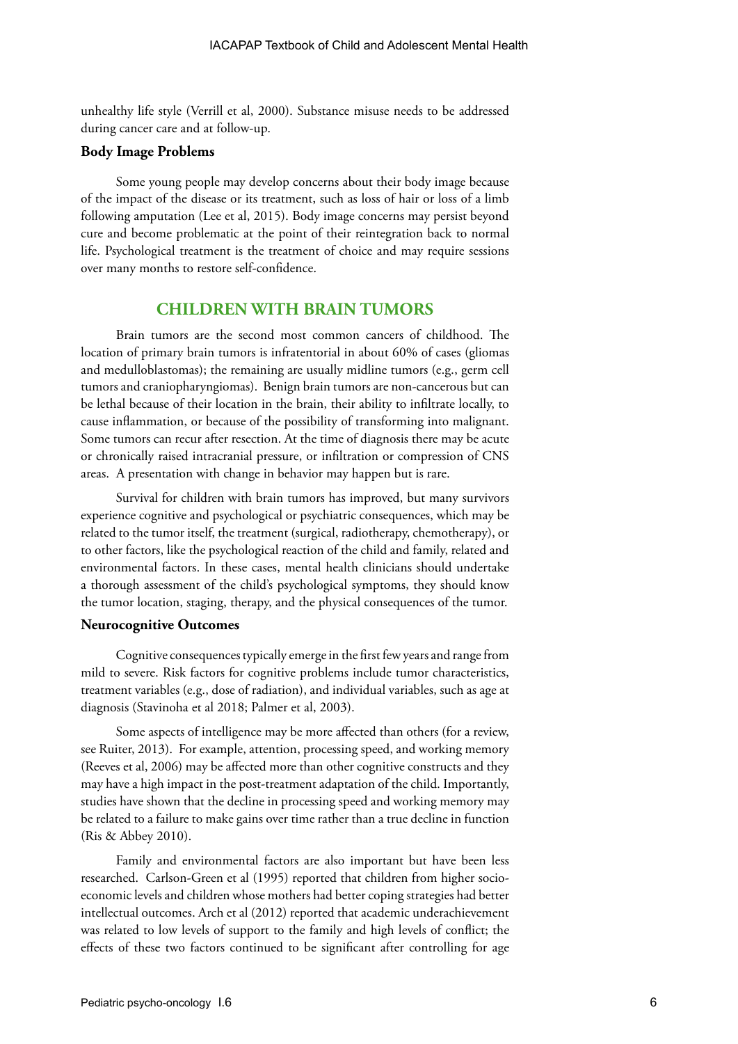unhealthy life style (Verrill et al, 2000). Substance misuse needs to be addressed during cancer care and at follow-up.

### Body Image Problems

Some young people may develop concerns about their body image because of the impact of the disease or its treatment, such as loss of hair or loss of a limb following amputation (Lee et al, 2015). Body image concerns may persist beyond cure and become problematic at the point of their reintegration back to normal life. Psychological treatment is the treatment of choice and may require sessions over many months to restore self-confidence.

## CHILDREN WITH BRAIN TUMORS

Brain tumors are the second most common cancers of childhood. The location of primary brain tumors is infratentorial in about 60% of cases (gliomas and medulloblastomas); the remaining are usually midline tumors (e.g., germ cell tumors and craniopharyngiomas). Benign brain tumors are non-cancerous but can be lethal because of their location in the brain, their ability to infiltrate locally, to cause inflammation, or because of the possibility of transforming into malignant. Some tumors can recur after resection. At the time of diagnosis there may be acute or chronically raised intracranial pressure, or infiltration or compression of CNS areas. A presentation with change in behavior may happen but is rare.

Survival for children with brain tumors has improved, but many survivors experience cognitive and psychological or psychiatric consequences, which may be related to the tumor itself, the treatment (surgical, radiotherapy, chemotherapy), or to other factors, like the psychological reaction of the child and family, related and environmental factors. In these cases, mental health clinicians should undertake a thorough assessment of the child's psychological symptoms, they should know the tumor location, staging, therapy, and the physical consequences of the tumor.

### Neurocognitive Outcomes

Cognitive consequences typically emerge in the first few years and range from mild to severe. Risk factors for cognitive problems include tumor characteristics, treatment variables (e.g., dose of radiation), and individual variables, such as age at diagnosis (Stavinoha et al 2018; Palmer et al, 2003).

Some aspects of intelligence may be more affected than others (for a review, see Ruiter, 2013). For example, attention, processing speed, and working memory (Reeves et al, 2006) may be affected more than other cognitive constructs and they may have a high impact in the post-treatment adaptation of the child. Importantly, studies have shown that the decline in processing speed and working memory may be related to a failure to make gains over time rather than a true decline in function (Ris & Abbey 2010).

Family and environmental factors are also important but have been less researched. Carlson-Green et al (1995) reported that children from higher socio-economic levels and children whose mothers had better coping strategies had better intellectual outcomes. Arch et al (2012) reported that academic underachievement was related to low levels of support to the family and high levels of conflict; the effects of these two factors continued to be significant after controlling for age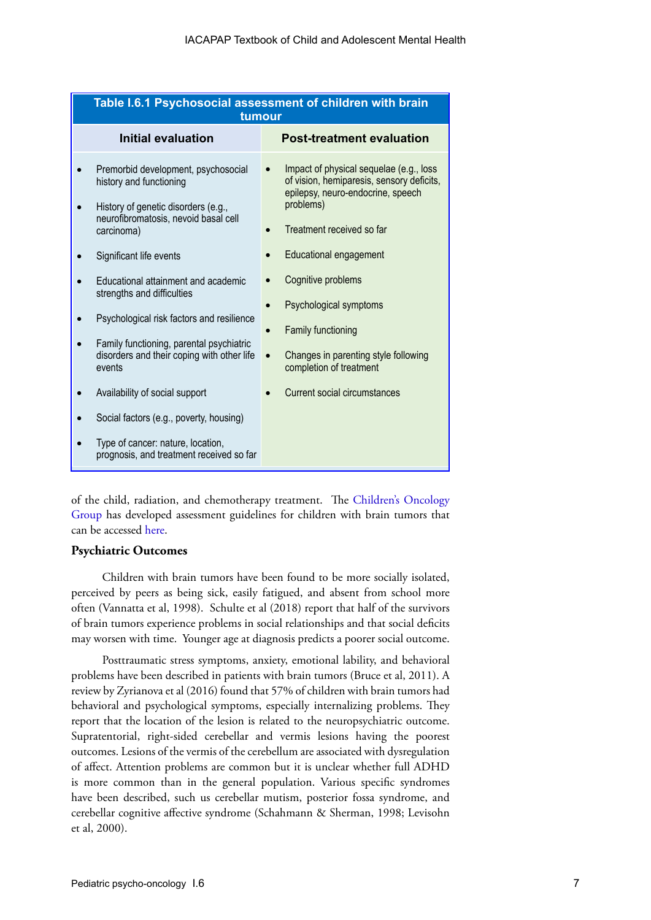**Table I.6.1 Psychosocial assessment of children with brain tumour**

| Initial evaluation | Post-treatment evaluation |
|---|---|
| • Premorbid development, psychosocial history and functioning | • Impact of physical sequelae (e.g., loss of vision, hemiparesis, sensory deficits, epilepsy, neuro-endocrine, speech problems) |
| • History of genetic disorders (e.g., neurofibromatosis, nevoid basal cell carcinoma) | • Treatment received so far |
| • Significant life events | • Educational engagement |
| • Educational attainment and academic strengths and difficulties | • Cognitive problems |
| • Psychological risk factors and resilience | • Psychological symptoms |
| • Family functioning, parental psychiatric disorders and their coping with other life events | • Family functioning |
| • Availability of social support | • Changes in parenting style following completion of treatment |
| • Social factors (e.g., poverty, housing) | • Current social circumstances |
| • Type of cancer: nature, location, prognosis, and treatment received so far | |

of the child, radiation, and chemotherapy treatment. The Children's Oncology Group has developed assessment guidelines for children with brain tumors that can be accessed here.

### Psychiatric Outcomes

Children with brain tumors have been found to be more socially isolated, perceived by peers as being sick, easily fatigued, and absent from school more often (Vannatta et al, 1998). Schulte et al (2018) report that half of the survivors of brain tumors experience problems in social relationships and that social deficits may worsen with time. Younger age at diagnosis predicts a poorer social outcome.

Posttraumatic stress symptoms, anxiety, emotional lability, and behavioral problems have been described in patients with brain tumors (Bruce et al, 2011). A review by Zyrianova et al (2016) found that 57% of children with brain tumors had behavioral and psychological symptoms, especially internalizing problems. They report that the location of the lesion is related to the neuropsychiatric outcome. Supratentorial, right-sided cerebellar and vermis lesions having the poorest outcomes. Lesions of the vermis of the cerebellum are associated with dysregulation of affect. Attention problems are common but it is unclear whether full ADHD is more common than in the general population. Various specific syndromes have been described, such us cerebellar mutism, posterior fossa syndrome, and cerebellar cognitive affective syndrome (Schahmann & Sherman, 1998; Levisohn et al, 2000).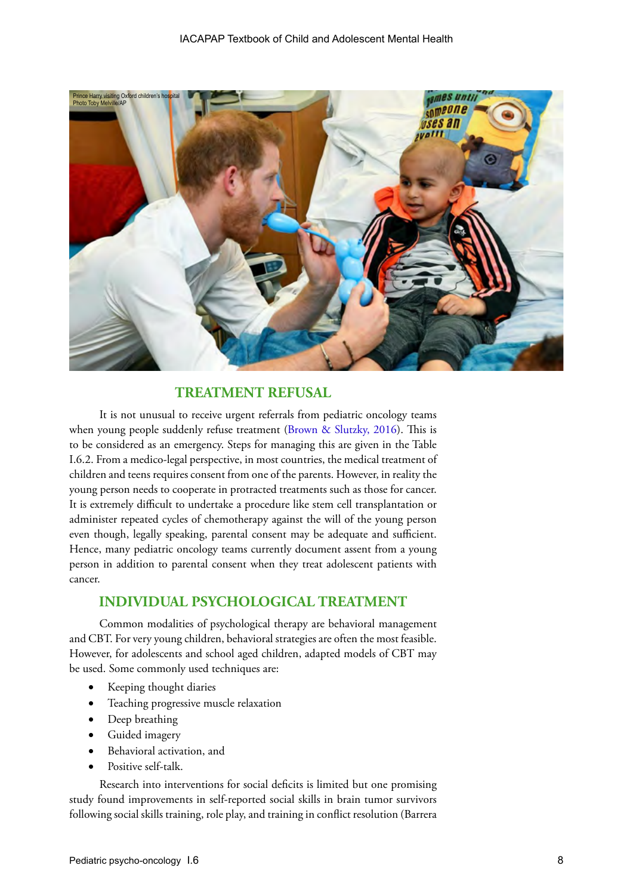Prince Harry visiting Oxford children's hospital
Photo Toby Melville/AP

## TREATMENT REFUSAL

It is not unusual to receive urgent referrals from pediatric oncology teams when young people suddenly refuse treatment (Brown & Slutzky, 2016). This is to be considered as an emergency. Steps for managing this are given in the Table I.6.2. From a medico-legal perspective, in most countries, the medical treatment of children and teens requires consent from one of the parents. However, in reality the young person needs to cooperate in protracted treatments such as those for cancer. It is extremely difficult to undertake a procedure like stem cell transplantation or administer repeated cycles of chemotherapy against the will of the young person even though, legally speaking, parental consent may be adequate and sufficient. Hence, many pediatric oncology teams currently document assent from a young person in addition to parental consent when they treat adolescent patients with cancer.

## INDIVIDUAL PSYCHOLOGICAL TREATMENT

Common modalities of psychological therapy are behavioral management and CBT. For very young children, behavioral strategies are often the most feasible. However, for adolescents and school aged children, adapted models of CBT may be used. Some commonly used techniques are:

- Keeping thought diaries
- Teaching progressive muscle relaxation
- Deep breathing
- Guided imagery
- Behavioral activation, and
- Positive self-talk.

Research into interventions for social deficits is limited but one promising study found improvements in self-reported social skills in brain tumor survivors following social skills training, role play, and training in conflict resolution (Barrera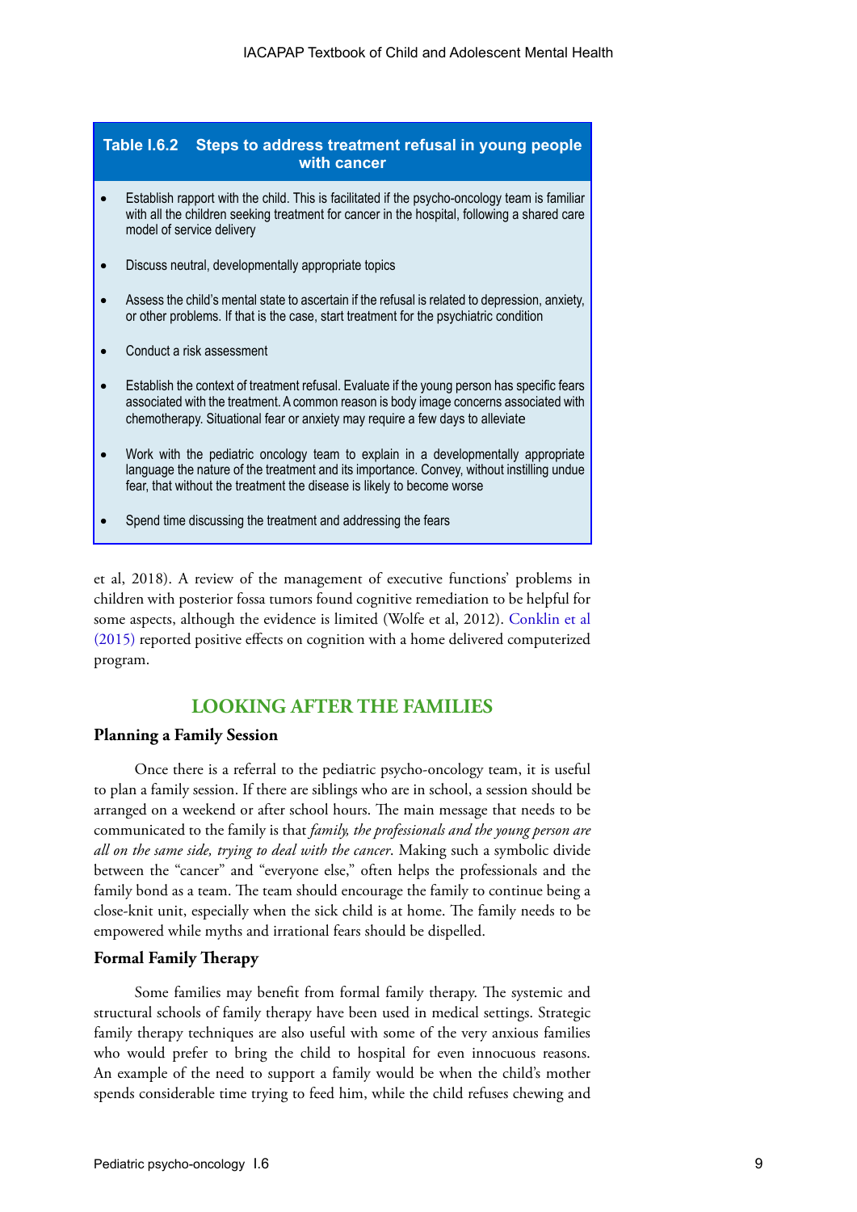**Table I.6.2 Steps to address treatment refusal in young people with cancer**

- Establish rapport with the child. This is facilitated if the psycho-oncology team is familiar with all the children seeking treatment for cancer in the hospital, following a shared care model of service delivery
- Discuss neutral, developmentally appropriate topics
- Assess the child's mental state to ascertain if the refusal is related to depression, anxiety, or other problems. If that is the case, start treatment for the psychiatric condition
- Conduct a risk assessment
- Establish the context of treatment refusal. Evaluate if the young person has specific fears associated with the treatment. A common reason is body image concerns associated with chemotherapy. Situational fear or anxiety may require a few days to alleviate
- Work with the pediatric oncology team to explain in a developmentally appropriate language the nature of the treatment and its importance. Convey, without instilling undue fear, that without the treatment the disease is likely to become worse
- Spend time discussing the treatment and addressing the fears

et al, 2018). A review of the management of executive functions' problems in children with posterior fossa tumors found cognitive remediation to be helpful for some aspects, although the evidence is limited (Wolfe et al, 2012). Conklin et al (2015) reported positive effects on cognition with a home delivered computerized program.

## LOOKING AFTER THE FAMILIES

### Planning a Family Session

Once there is a referral to the pediatric psycho-oncology team, it is useful to plan a family session. If there are siblings who are in school, a session should be arranged on a weekend or after school hours. The main message that needs to be communicated to the family is that *family, the professionals and the young person are all on the same side, trying to deal with the cancer*. Making such a symbolic divide between the "cancer" and "everyone else," often helps the professionals and the family bond as a team. The team should encourage the family to continue being a close-knit unit, especially when the sick child is at home. The family needs to be empowered while myths and irrational fears should be dispelled.

### Formal Family Therapy

Some families may benefit from formal family therapy. The systemic and structural schools of family therapy have been used in medical settings. Strategic family therapy techniques are also useful with some of the very anxious families who would prefer to bring the child to hospital for even innocuous reasons. An example of the need to support a family would be when the child's mother spends considerable time trying to feed him, while the child refuses chewing and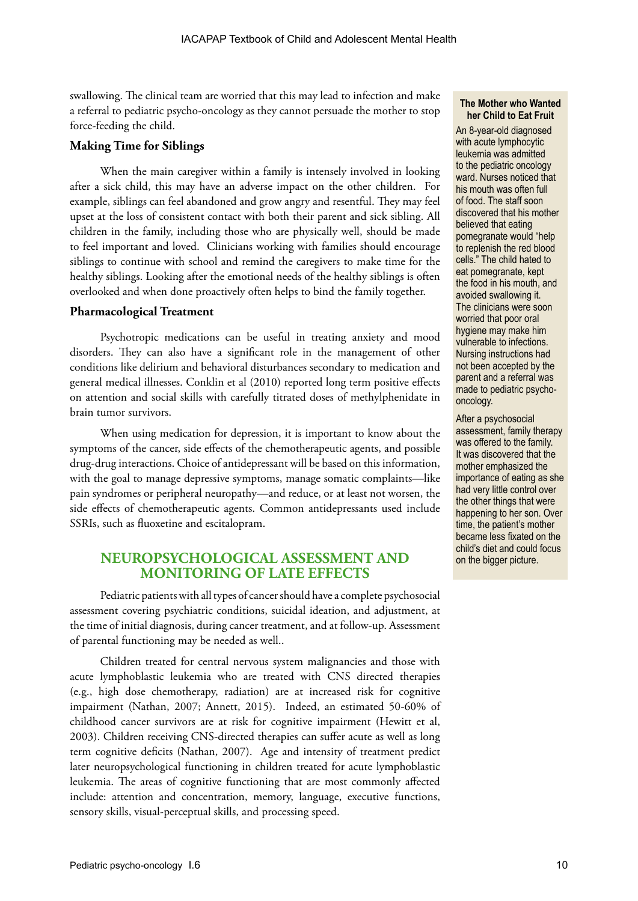swallowing. The clinical team are worried that this may lead to infection and make a referral to pediatric psycho-oncology as they cannot persuade the mother to stop force-feeding the child.

### Making Time for Siblings

When the main caregiver within a family is intensely involved in looking after a sick child, this may have an adverse impact on the other children. For example, siblings can feel abandoned and grow angry and resentful. They may feel upset at the loss of consistent contact with both their parent and sick sibling. All children in the family, including those who are physically well, should be made to feel important and loved. Clinicians working with families should encourage siblings to continue with school and remind the caregivers to make time for the healthy siblings. Looking after the emotional needs of the healthy siblings is often overlooked and when done proactively often helps to bind the family together.

### Pharmacological Treatment

Psychotropic medications can be useful in treating anxiety and mood disorders. They can also have a significant role in the management of other conditions like delirium and behavioral disturbances secondary to medication and general medical illnesses. Conklin et al (2010) reported long term positive effects on attention and social skills with carefully titrated doses of methylphenidate in brain tumor survivors.

When using medication for depression, it is important to know about the symptoms of the cancer, side effects of the chemotherapeutic agents, and possible drug-drug interactions. Choice of antidepressant will be based on this information, with the goal to manage depressive symptoms, manage somatic complaints—like pain syndromes or peripheral neuropathy—and reduce, or at least not worsen, the side effects of chemotherapeutic agents. Common antidepressants used include SSRIs, such as fluoxetine and escitalopram.

**The Mother who Wanted her Child to Eat Fruit**

An 8-year-old diagnosed with acute lymphocytic leukemia was admitted to the pediatric oncology ward. Nurses noticed that his mouth was often full of food. The staff soon discovered that his mother believed that eating pomegranate would "help to replenish the red blood cells." The child hated to eat pomegranate, kept the food in his mouth, and avoided swallowing it. The clinicians were soon worried that poor oral hygiene may make him vulnerable to infections. Nursing instructions had not been accepted by the parent and a referral was made to pediatric psycho-oncology.

After a psychosocial assessment, family therapy was offered to the family. It was discovered that the mother emphasized the importance of eating as she had very little control over the other things that were happening to her son. Over time, the patient's mother became less fixated on the child's diet and could focus on the bigger picture.

## NEUROPSYCHOLOGICAL ASSESSMENT AND MONITORING OF LATE EFFECTS

Pediatric patients with all types of cancer should have a complete psychosocial assessment covering psychiatric conditions, suicidal ideation, and adjustment, at the time of initial diagnosis, during cancer treatment, and at follow-up. Assessment of parental functioning may be needed as well..

Children treated for central nervous system malignancies and those with acute lymphoblastic leukemia who are treated with CNS directed therapies (e.g., high dose chemotherapy, radiation) are at increased risk for cognitive impairment (Nathan, 2007; Annett, 2015). Indeed, an estimated 50-60% of childhood cancer survivors are at risk for cognitive impairment (Hewitt et al, 2003). Children receiving CNS-directed therapies can suffer acute as well as long term cognitive deficits (Nathan, 2007). Age and intensity of treatment predict later neuropsychological functioning in children treated for acute lymphoblastic leukemia. The areas of cognitive functioning that are most commonly affected include: attention and concentration, memory, language, executive functions, sensory skills, visual-perceptual skills, and processing speed.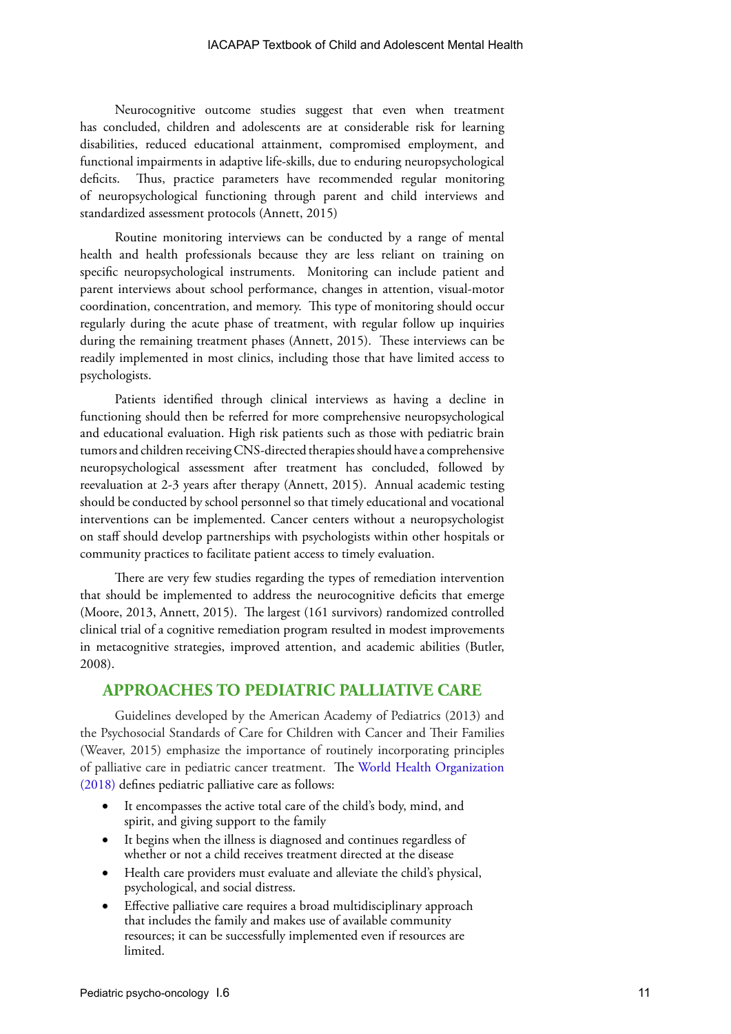Neurocognitive outcome studies suggest that even when treatment has concluded, children and adolescents are at considerable risk for learning disabilities, reduced educational attainment, compromised employment, and functional impairments in adaptive life-skills, due to enduring neuropsychological deficits. Thus, practice parameters have recommended regular monitoring of neuropsychological functioning through parent and child interviews and standardized assessment protocols (Annett, 2015)

Routine monitoring interviews can be conducted by a range of mental health and health professionals because they are less reliant on training on specific neuropsychological instruments. Monitoring can include patient and parent interviews about school performance, changes in attention, visual-motor coordination, concentration, and memory. This type of monitoring should occur regularly during the acute phase of treatment, with regular follow up inquiries during the remaining treatment phases (Annett, 2015). These interviews can be readily implemented in most clinics, including those that have limited access to psychologists.

Patients identified through clinical interviews as having a decline in functioning should then be referred for more comprehensive neuropsychological and educational evaluation. High risk patients such as those with pediatric brain tumors and children receiving CNS-directed therapies should have a comprehensive neuropsychological assessment after treatment has concluded, followed by reevaluation at 2-3 years after therapy (Annett, 2015). Annual academic testing should be conducted by school personnel so that timely educational and vocational interventions can be implemented. Cancer centers without a neuropsychologist on staff should develop partnerships with psychologists within other hospitals or community practices to facilitate patient access to timely evaluation.

There are very few studies regarding the types of remediation intervention that should be implemented to address the neurocognitive deficits that emerge (Moore, 2013, Annett, 2015). The largest (161 survivors) randomized controlled clinical trial of a cognitive remediation program resulted in modest improvements in metacognitive strategies, improved attention, and academic abilities (Butler, 2008).

## APPROACHES TO PEDIATRIC PALLIATIVE CARE

Guidelines developed by the American Academy of Pediatrics (2013) and the Psychosocial Standards of Care for Children with Cancer and Their Families (Weaver, 2015) emphasize the importance of routinely incorporating principles of palliative care in pediatric cancer treatment. The World Health Organization (2018) defines pediatric palliative care as follows:

- It encompasses the active total care of the child's body, mind, and spirit, and giving support to the family
- It begins when the illness is diagnosed and continues regardless of whether or not a child receives treatment directed at the disease
- Health care providers must evaluate and alleviate the child's physical, psychological, and social distress.
- Effective palliative care requires a broad multidisciplinary approach that includes the family and makes use of available community resources; it can be successfully implemented even if resources are limited.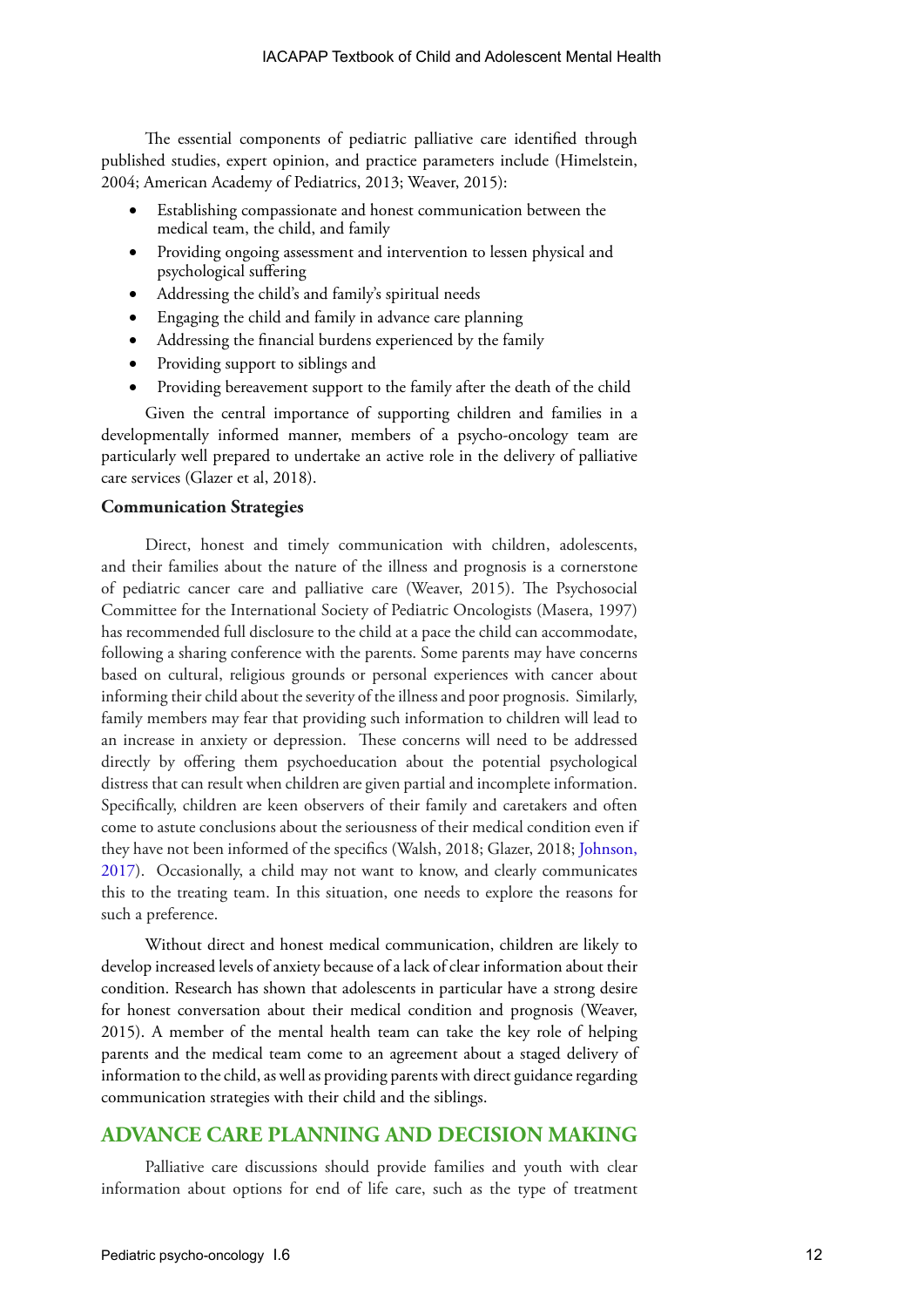The essential components of pediatric palliative care identified through published studies, expert opinion, and practice parameters include (Himelstein, 2004; American Academy of Pediatrics, 2013; Weaver, 2015):

- Establishing compassionate and honest communication between the medical team, the child, and family
- Providing ongoing assessment and intervention to lessen physical and psychological suffering
- Addressing the child's and family's spiritual needs
- Engaging the child and family in advance care planning
- Addressing the financial burdens experienced by the family
- Providing support to siblings and
- Providing bereavement support to the family after the death of the child

Given the central importance of supporting children and families in a developmentally informed manner, members of a psycho-oncology team are particularly well prepared to undertake an active role in the delivery of palliative care services (Glazer et al, 2018).

**Communication Strategies**

Direct, honest and timely communication with children, adolescents, and their families about the nature of the illness and prognosis is a cornerstone of pediatric cancer care and palliative care (Weaver, 2015). The Psychosocial Committee for the International Society of Pediatric Oncologists (Masera, 1997) has recommended full disclosure to the child at a pace the child can accommodate, following a sharing conference with the parents. Some parents may have concerns based on cultural, religious grounds or personal experiences with cancer about informing their child about the severity of the illness and poor prognosis. Similarly, family members may fear that providing such information to children will lead to an increase in anxiety or depression. These concerns will need to be addressed directly by offering them psychoeducation about the potential psychological distress that can result when children are given partial and incomplete information. Specifically, children are keen observers of their family and caretakers and often come to astute conclusions about the seriousness of their medical condition even if they have not been informed of the specifics (Walsh, 2018; Glazer, 2018; Johnson, 2017). Occasionally, a child may not want to know, and clearly communicates this to the treating team. In this situation, one needs to explore the reasons for such a preference.

Without direct and honest medical communication, children are likely to develop increased levels of anxiety because of a lack of clear information about their condition. Research has shown that adolescents in particular have a strong desire for honest conversation about their medical condition and prognosis (Weaver, 2015). A member of the mental health team can take the key role of helping parents and the medical team come to an agreement about a staged delivery of information to the child, as well as providing parents with direct guidance regarding communication strategies with their child and the siblings.

## ADVANCE CARE PLANNING AND DECISION MAKING

Palliative care discussions should provide families and youth with clear information about options for end of life care, such as the type of treatment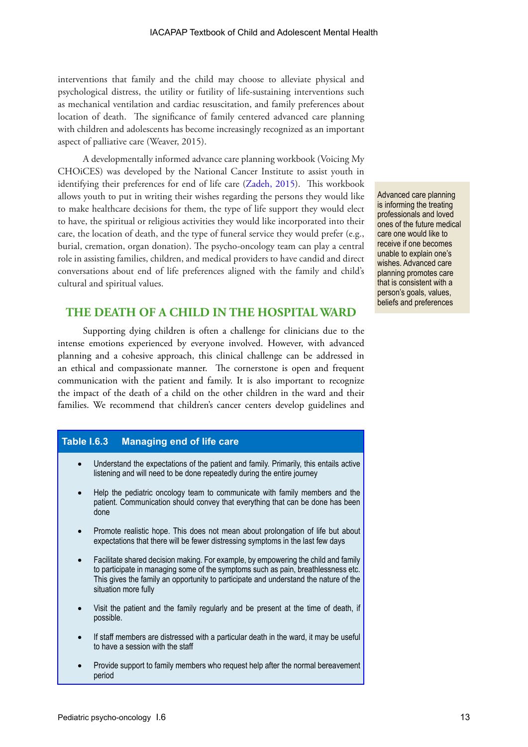interventions that family and the child may choose to alleviate physical and psychological distress, the utility or futility of life-sustaining interventions such as mechanical ventilation and cardiac resuscitation, and family preferences about location of death. The significance of family centered advanced care planning with children and adolescents has become increasingly recognized as an important aspect of palliative care (Weaver, 2015).

A developmentally informed advance care planning workbook (Voicing My CHOiCES) was developed by the National Cancer Institute to assist youth in identifying their preferences for end of life care (Zadeh, 2015). This workbook allows youth to put in writing their wishes regarding the persons they would like to make healthcare decisions for them, the type of life support they would elect to have, the spiritual or religious activities they would like incorporated into their care, the location of death, and the type of funeral service they would prefer (e.g., burial, cremation, organ donation). The psycho-oncology team can play a central role in assisting families, children, and medical providers to have candid and direct conversations about end of life preferences aligned with the family and child's cultural and spiritual values.

Advanced care planning is informing the treating professionals and loved ones of the future medical care one would like to receive if one becomes unable to explain one's wishes. Advanced care planning promotes care that is consistent with a person's goals, values, beliefs and preferences

## THE DEATH OF A CHILD IN THE HOSPITAL WARD

Supporting dying children is often a challenge for clinicians due to the intense emotions experienced by everyone involved. However, with advanced planning and a cohesive approach, this clinical challenge can be addressed in an ethical and compassionate manner. The cornerstone is open and frequent communication with the patient and family. It is also important to recognize the impact of the death of a child on the other children in the ward and their families. We recommend that children's cancer centers develop guidelines and

**Table I.6.3 Managing end of life care**

- Understand the expectations of the patient and family. Primarily, this entails active listening and will need to be done repeatedly during the entire journey
- Help the pediatric oncology team to communicate with family members and the patient. Communication should convey that everything that can be done has been done
- Promote realistic hope. This does not mean about prolongation of life but about expectations that there will be fewer distressing symptoms in the last few days
- Facilitate shared decision making. For example, by empowering the child and family to participate in managing some of the symptoms such as pain, breathlessness etc. This gives the family an opportunity to participate and understand the nature of the situation more fully
- Visit the patient and the family regularly and be present at the time of death, if possible.
- If staff members are distressed with a particular death in the ward, it may be useful to have a session with the staff
- Provide support to family members who request help after the normal bereavement period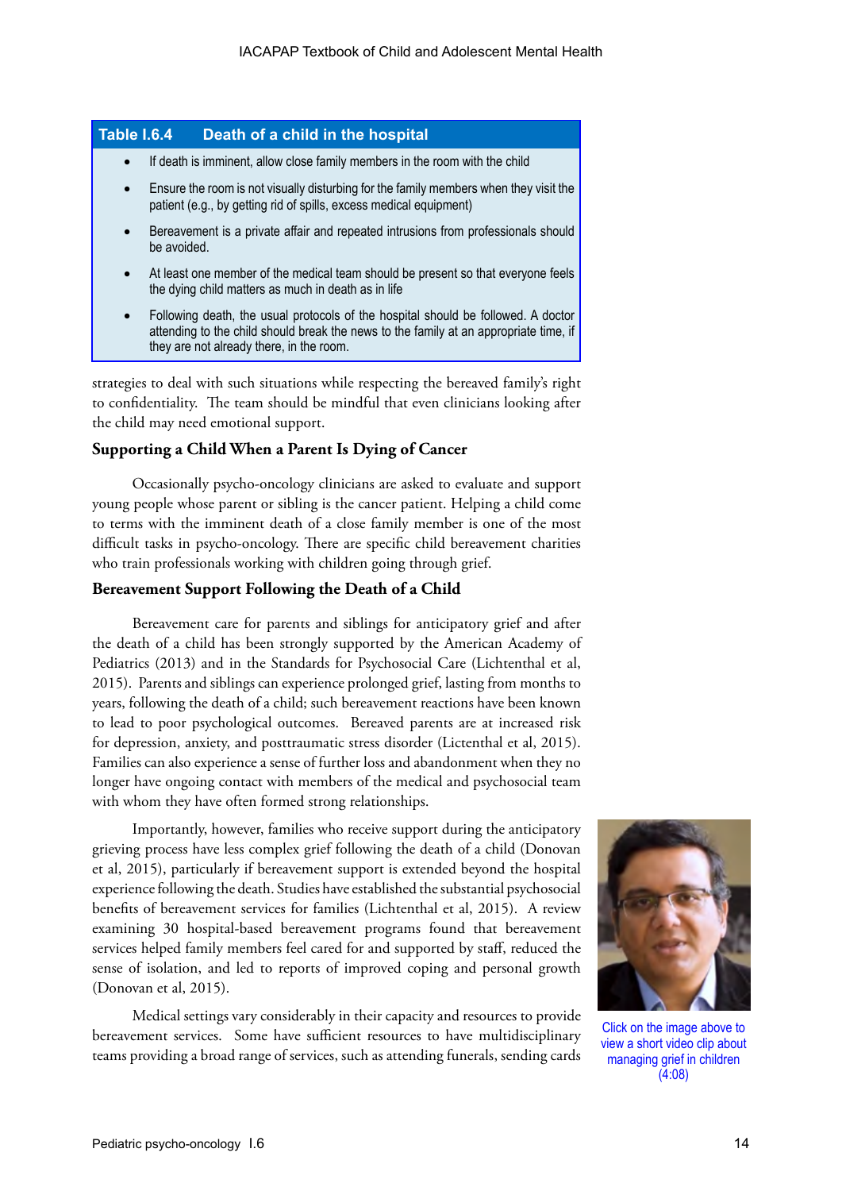**Table I.6.4 Death of a child in the hospital**

- If death is imminent, allow close family members in the room with the child
- Ensure the room is not visually disturbing for the family members when they visit the patient (e.g., by getting rid of spills, excess medical equipment)
- Bereavement is a private affair and repeated intrusions from professionals should be avoided.
- At least one member of the medical team should be present so that everyone feels the dying child matters as much in death as in life
- Following death, the usual protocols of the hospital should be followed. A doctor attending to the child should break the news to the family at an appropriate time, if they are not already there, in the room.

strategies to deal with such situations while respecting the bereaved family's right to confidentiality. The team should be mindful that even clinicians looking after the child may need emotional support.

### Supporting a Child When a Parent Is Dying of Cancer

Occasionally psycho-oncology clinicians are asked to evaluate and support young people whose parent or sibling is the cancer patient. Helping a child come to terms with the imminent death of a close family member is one of the most difficult tasks in psycho-oncology. There are specific child bereavement charities who train professionals working with children going through grief.

### Bereavement Support Following the Death of a Child

Bereavement care for parents and siblings for anticipatory grief and after the death of a child has been strongly supported by the American Academy of Pediatrics (2013) and in the Standards for Psychosocial Care (Lichtenthal et al, 2015). Parents and siblings can experience prolonged grief, lasting from months to years, following the death of a child; such bereavement reactions have been known to lead to poor psychological outcomes. Bereaved parents are at increased risk for depression, anxiety, and posttraumatic stress disorder (Lictenthal et al, 2015). Families can also experience a sense of further loss and abandonment when they no longer have ongoing contact with members of the medical and psychosocial team with whom they have often formed strong relationships.

Importantly, however, families who receive support during the anticipatory grieving process have less complex grief following the death of a child (Donovan et al, 2015), particularly if bereavement support is extended beyond the hospital experience following the death. Studies have established the substantial psychosocial benefits of bereavement services for families (Lichtenthal et al, 2015). A review examining 30 hospital-based bereavement programs found that bereavement services helped family members feel cared for and supported by staff, reduced the sense of isolation, and led to reports of improved coping and personal growth (Donovan et al, 2015).

Medical settings vary considerably in their capacity and resources to provide bereavement services. Some have sufficient resources to have multidisciplinary teams providing a broad range of services, such as attending funerals, sending cards

Click on the image above to view a short video clip about managing grief in children (4:08)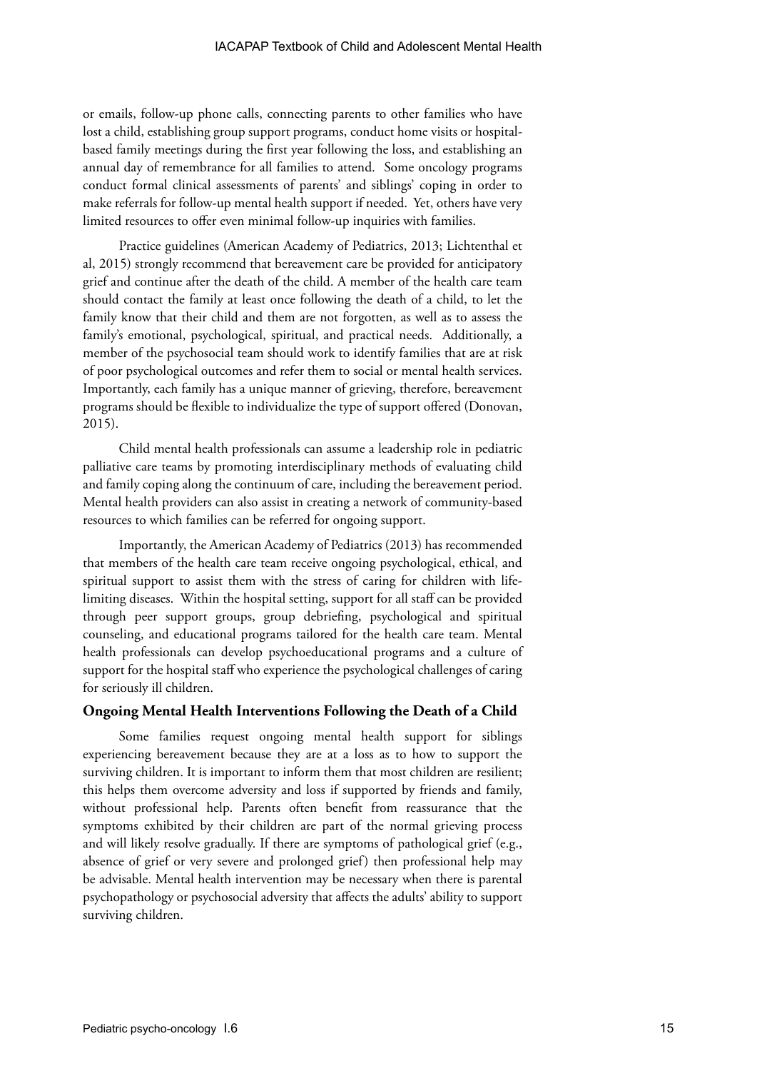or emails, follow-up phone calls, connecting parents to other families who have lost a child, establishing group support programs, conduct home visits or hospital-based family meetings during the first year following the loss, and establishing an annual day of remembrance for all families to attend. Some oncology programs conduct formal clinical assessments of parents' and siblings' coping in order to make referrals for follow-up mental health support if needed. Yet, others have very limited resources to offer even minimal follow-up inquiries with families.

Practice guidelines (American Academy of Pediatrics, 2013; Lichtenthal et al, 2015) strongly recommend that bereavement care be provided for anticipatory grief and continue after the death of the child. A member of the health care team should contact the family at least once following the death of a child, to let the family know that their child and them are not forgotten, as well as to assess the family's emotional, psychological, spiritual, and practical needs. Additionally, a member of the psychosocial team should work to identify families that are at risk of poor psychological outcomes and refer them to social or mental health services. Importantly, each family has a unique manner of grieving, therefore, bereavement programs should be flexible to individualize the type of support offered (Donovan, 2015).

Child mental health professionals can assume a leadership role in pediatric palliative care teams by promoting interdisciplinary methods of evaluating child and family coping along the continuum of care, including the bereavement period. Mental health providers can also assist in creating a network of community-based resources to which families can be referred for ongoing support.

Importantly, the American Academy of Pediatrics (2013) has recommended that members of the health care team receive ongoing psychological, ethical, and spiritual support to assist them with the stress of caring for children with life-limiting diseases. Within the hospital setting, support for all staff can be provided through peer support groups, group debriefing, psychological and spiritual counseling, and educational programs tailored for the health care team. Mental health professionals can develop psychoeducational programs and a culture of support for the hospital staff who experience the psychological challenges of caring for seriously ill children.

### Ongoing Mental Health Interventions Following the Death of a Child

Some families request ongoing mental health support for siblings experiencing bereavement because they are at a loss as to how to support the surviving children. It is important to inform them that most children are resilient; this helps them overcome adversity and loss if supported by friends and family, without professional help. Parents often benefit from reassurance that the symptoms exhibited by their children are part of the normal grieving process and will likely resolve gradually. If there are symptoms of pathological grief (e.g., absence of grief or very severe and prolonged grief) then professional help may be advisable. Mental health intervention may be necessary when there is parental psychopathology or psychosocial adversity that affects the adults' ability to support surviving children.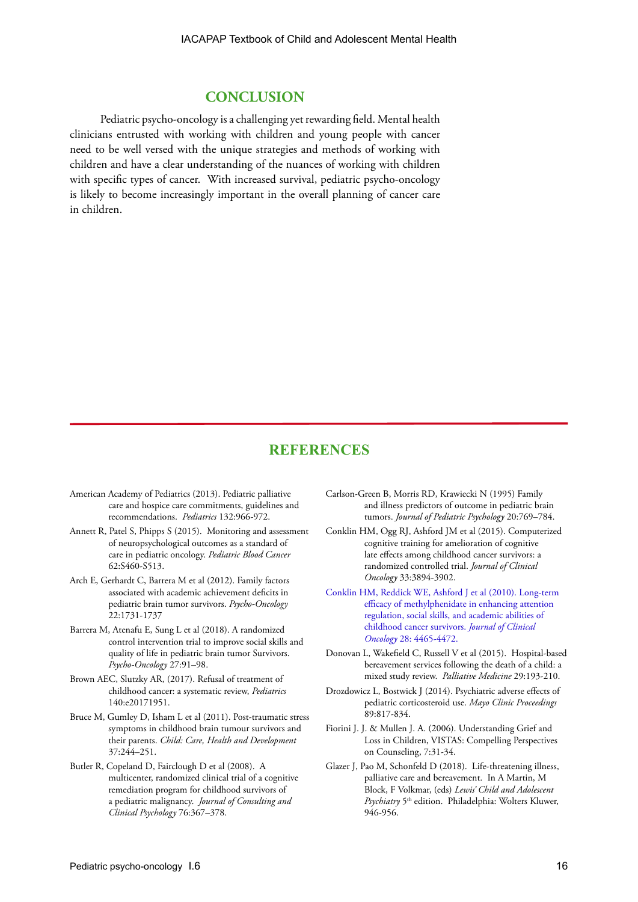## CONCLUSION

Pediatric psycho-oncology is a challenging yet rewarding field. Mental health clinicians entrusted with working with children and young people with cancer need to be well versed with the unique strategies and methods of working with children and have a clear understanding of the nuances of working with children with specific types of cancer. With increased survival, pediatric psycho-oncology is likely to become increasingly important in the overall planning of cancer care in children.

## REFERENCES

American Academy of Pediatrics (2013). Pediatric palliative care and hospice care commitments, guidelines and recommendations. *Pediatrics* 132:966-972.

Annett R, Patel S, Phipps S (2015). Monitoring and assessment of neuropsychological outcomes as a standard of care in pediatric oncology. *Pediatric Blood Cancer* 62:S460-S513.

Arch E, Gerhardt C, Barrera M et al (2012). Family factors associated with academic achievement deficits in pediatric brain tumor survivors. *Psycho-Oncology* 22:1731-1737

Barrera M, Atenafu E, Sung L et al (2018). A randomized control intervention trial to improve social skills and quality of life in pediatric brain tumor Survivors. *Psycho-Oncology* 27:91–98.

Brown AEC, Slutzky AR, (2017). Refusal of treatment of childhood cancer: a systematic review, *Pediatrics* 140:e20171951.

Bruce M, Gumley D, Isham L et al (2011). Post-traumatic stress symptoms in childhood brain tumour survivors and their parents. *Child: Care, Health and Development* 37:244–251.

Butler R, Copeland D, Fairclough D et al (2008). A multicenter, randomized clinical trial of a cognitive remediation program for childhood survivors of a pediatric malignancy. *Journal of Consulting and Clinical Psychology* 76:367–378.

Carlson-Green B, Morris RD, Krawiecki N (1995) Family and illness predictors of outcome in pediatric brain tumors. *Journal of Pediatric Psychology* 20:769–784.

Conklin HM, Ogg RJ, Ashford JM et al (2015). Computerized cognitive training for amelioration of cognitive late effects among childhood cancer survivors: a randomized controlled trial. *Journal of Clinical Oncology* 33:3894-3902.

Conklin HM, Reddick WE, Ashford J et al (2010). Long-term efficacy of methylphenidate in enhancing attention regulation, social skills, and academic abilities of childhood cancer survivors. *Journal of Clinical Oncology* 28: 4465-4472.

Donovan L, Wakefield C, Russell V et al (2015). Hospital-based bereavement services following the death of a child: a mixed study review. *Palliative Medicine* 29:193-210.

Drozdowicz L, Bostwick J (2014). Psychiatric adverse effects of pediatric corticosteroid use. *Mayo Clinic Proceedings* 89:817-834.

Fiorini J. J. & Mullen J. A. (2006). Understanding Grief and Loss in Children, VISTAS: Compelling Perspectives on Counseling, 7:31-34.

Glazer J, Pao M, Schonfeld D (2018). Life-threatening illness, palliative care and bereavement. In A Martin, M Block, F Volkmar, (eds) *Lewis' Child and Adolescent Psychiatry* 5th edition. Philadelphia: Wolters Kluwer, 946-956.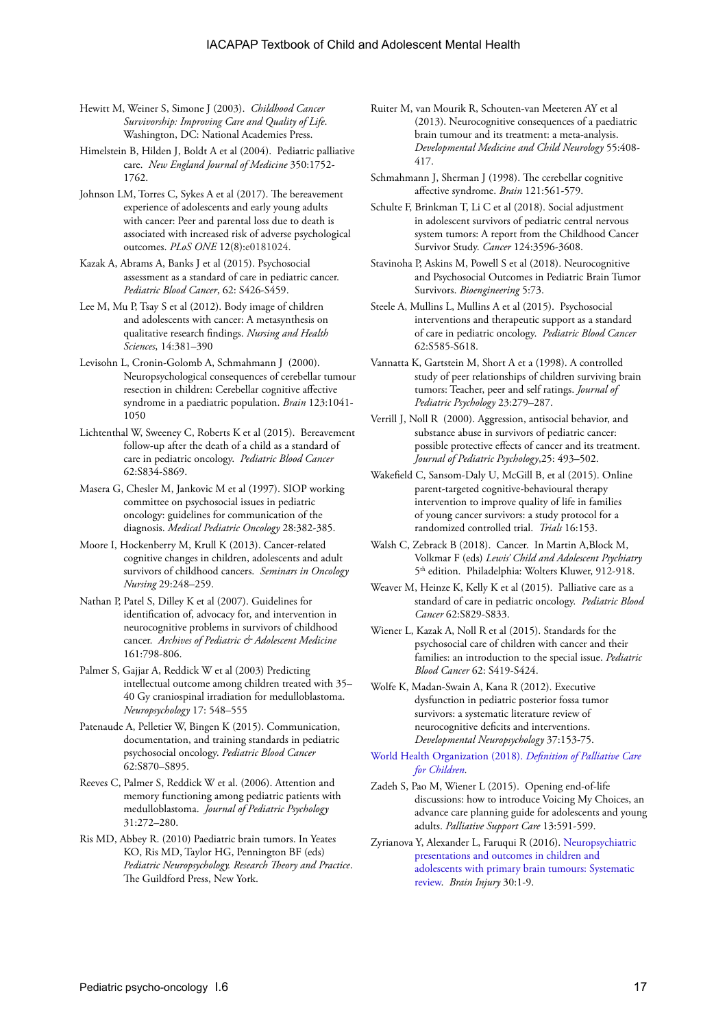Hewitt M, Weiner S, Simone J (2003). *Childhood Cancer Survivorship: Improving Care and Quality of Life.* Washington, DC: National Academies Press.

Himelstein B, Hilden J, Boldt A et al (2004). Pediatric palliative care. *New England Journal of Medicine* 350:1752-1762.

Johnson LM, Torres C, Sykes A et al (2017). The bereavement experience of adolescents and early young adults with cancer: Peer and parental loss due to death is associated with increased risk of adverse psychological outcomes. *PLoS ONE* 12(8):e0181024.

Kazak A, Abrams A, Banks J et al (2015). Psychosocial assessment as a standard of care in pediatric cancer. *Pediatric Blood Cancer*, 62: S426-S459.

Lee M, Mu P, Tsay S et al (2012). Body image of children and adolescents with cancer: A metasynthesis on qualitative research findings. *Nursing and Health Sciences*, 14:381–390

Levisohn L, Cronin-Golomb A, Schmahmann J (2000). Neuropsychological consequences of cerebellar tumour resection in children: Cerebellar cognitive affective syndrome in a paediatric population. *Brain* 123:1041-1050

Lichtenthal W, Sweeney C, Roberts K et al (2015). Bereavement follow-up after the death of a child as a standard of care in pediatric oncology. *Pediatric Blood Cancer* 62:S834-S869.

Masera G, Chesler M, Jankovic M et al (1997). SIOP working committee on psychosocial issues in pediatric oncology: guidelines for communication of the diagnosis. *Medical Pediatric Oncology* 28:382-385.

Moore I, Hockenberry M, Krull K (2013). Cancer-related cognitive changes in children, adolescents and adult survivors of childhood cancers. *Seminars in Oncology Nursing* 29:248–259.

Nathan P, Patel S, Dilley K et al (2007). Guidelines for identification of, advocacy for, and intervention in neurocognitive problems in survivors of childhood cancer. *Archives of Pediatric & Adolescent Medicine* 161:798-806.

Palmer S, Gajjar A, Reddick W et al (2003) Predicting intellectual outcome among children treated with 35–40 Gy craniospinal irradiation for medulloblastoma. *Neuropsychology* 17: 548–555

Patenaude A, Pelletier W, Bingen K (2015). Communication, documentation, and training standards in pediatric psychosocial oncology. *Pediatric Blood Cancer* 62:S870–S895.

Reeves C, Palmer S, Reddick W et al. (2006). Attention and memory functioning among pediatric patients with medulloblastoma. *Journal of Pediatric Psychology* 31:272–280.

Ris MD, Abbey R. (2010) Paediatric brain tumors. In Yeates KO, Ris MD, Taylor HG, Pennington BF (eds) *Pediatric Neuropsychology. Research Theory and Practice*. The Guildford Press, New York.

Ruiter M, van Mourik R, Schouten-van Meeteren AY et al (2013). Neurocognitive consequences of a paediatric brain tumour and its treatment: a meta-analysis. *Developmental Medicine and Child Neurology* 55:408-417.

Schmahmann J, Sherman J (1998). The cerebellar cognitive affective syndrome. *Brain* 121:561-579.

Schulte F, Brinkman T, Li C et al (2018). Social adjustment in adolescent survivors of pediatric central nervous system tumors: A report from the Childhood Cancer Survivor Study. *Cancer* 124:3596-3608.

Stavinoha P, Askins M, Powell S et al (2018). Neurocognitive and Psychosocial Outcomes in Pediatric Brain Tumor Survivors. *Bioengineering* 5:73.

Steele A, Mullins L, Mullins A et al (2015). Psychosocial interventions and therapeutic support as a standard of care in pediatric oncology. *Pediatric Blood Cancer* 62:S585-S618.

Vannatta K, Gartstein M, Short A et a (1998). A controlled study of peer relationships of children surviving brain tumors: Teacher, peer and self ratings. *Journal of Pediatric Psychology* 23:279–287.

Verrill J, Noll R (2000). Aggression, antisocial behavior, and substance abuse in survivors of pediatric cancer: possible protective effects of cancer and its treatment. *Journal of Pediatric Psychology*,25: 493–502.

Wakefield C, Sansom-Daly U, McGill B, et al (2015). Online parent-targeted cognitive-behavioural therapy intervention to improve quality of life in families of young cancer survivors: a study protocol for a randomized controlled trial. *Trials* 16:153.

Walsh C, Zebrack B (2018). Cancer. In Martin A,Block M, Volkmar F (eds) *Lewis' Child and Adolescent Psychiatry* 5th edition. Philadelphia: Wolters Kluwer, 912-918.

Weaver M, Heinze K, Kelly K et al (2015). Palliative care as a standard of care in pediatric oncology. *Pediatric Blood Cancer* 62:S829-S833.

Wiener L, Kazak A, Noll R et al (2015). Standards for the psychosocial care of children with cancer and their families: an introduction to the special issue. *Pediatric Blood Cancer* 62: S419-S424.

Wolfe K, Madan-Swain A, Kana R (2012). Executive dysfunction in pediatric posterior fossa tumor survivors: a systematic literature review of neurocognitive deficits and interventions. *Developmental Neuropsychology* 37:153-75.

World Health Organization (2018). *Definition of Palliative Care for Children.*

Zadeh S, Pao M, Wiener L (2015). Opening end-of-life discussions: how to introduce Voicing My Choices, an advance care planning guide for adolescents and young adults. *Palliative Support Care* 13:591-599.

Zyrianova Y, Alexander L, Faruqui R (2016). Neuropsychiatric presentations and outcomes in children and adolescents with primary brain tumours: Systematic review. *Brain Injury* 30:1-9.